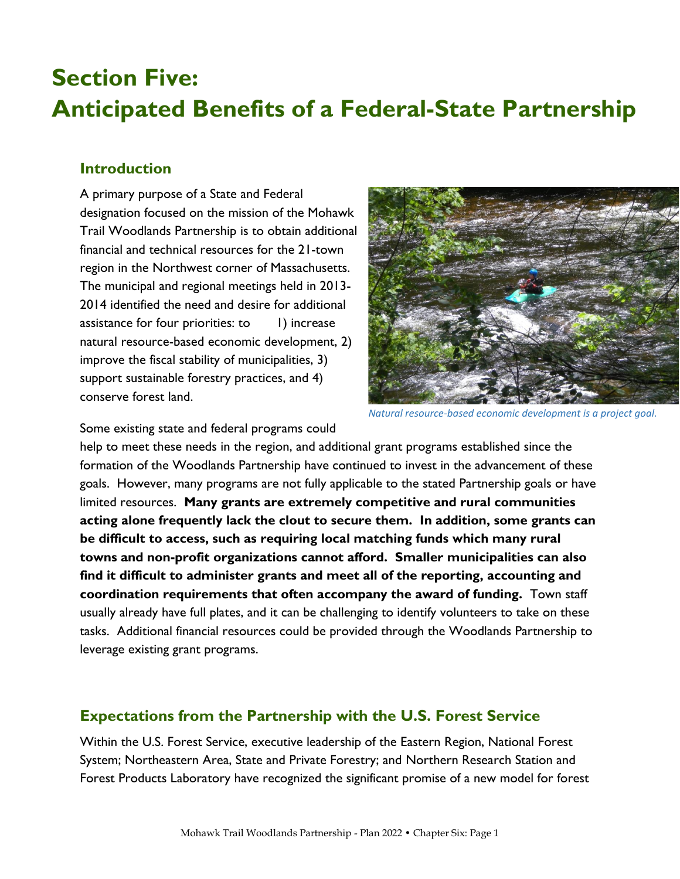# Section Five: Anticipated Benefits of a Federal-State Partnership

## Introduction

A primary purpose of a State and Federal designation focused on the mission of the Mohawk Trail Woodlands Partnership is to obtain additional financial and technical resources for the 21-town region in the Northwest corner of Massachusetts. The municipal and regional meetings held in 2013-2014 identified the need and desire for additional assistance for four priorities: to 1) increase natural resource-based economic development, 2) improve the fiscal stability of municipalities, 3) support sustainable forestry practices, and 4) conserve forest land.

*Natural resource-based economic development is a project goal.*

Some existing state and federal programs could help to meet these needs in the region, and additional grant programs established since the formation of the Woodlands Partnership have continued to invest in the advancement of these goals. However, many programs are not fully applicable to the stated Partnership goals or have limited resources. **Many grants are extremely competitive and rural communities acting alone frequently lack the clout to secure them. In addition, some grants can be difficult to access, such as requiring local matching funds which many rural towns and non-profit organizations cannot afford. Smaller municipalities can also find it difficult to administer grants and meet all of the reporting, accounting and coordination requirements that often accompany the award of funding.** Town staff usually already have full plates, and it can be challenging to identify volunteers to take on these tasks. Additional financial resources could be provided through the Woodlands Partnership to leverage existing grant programs.

## Expectations from the Partnership with the U.S. Forest Service

Within the U.S. Forest Service, executive leadership of the Eastern Region, National Forest System; Northeastern Area, State and Private Forestry; and Northern Research Station and Forest Products Laboratory have recognized the significant promise of a new model for forest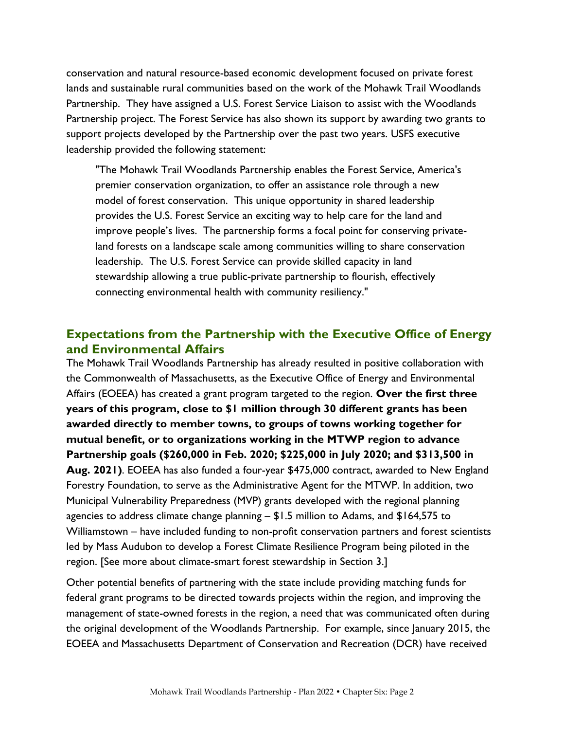conservation and natural resource-based economic development focused on private forest lands and sustainable rural communities based on the work of the Mohawk Trail Woodlands Partnership. They have assigned a U.S. Forest Service Liaison to assist with the Woodlands Partnership project. The Forest Service has also shown its support by awarding two grants to support projects developed by the Partnership over the past two years. USFS executive leadership provided the following statement:

> "The Mohawk Trail Woodlands Partnership enables the Forest Service, America's premier conservation organization, to offer an assistance role through a new model of forest conservation. This unique opportunity in shared leadership provides the U.S. Forest Service an exciting way to help care for the land and improve people's lives. The partnership forms a focal point for conserving private-land forests on a landscape scale among communities willing to share conservation leadership. The U.S. Forest Service can provide skilled capacity in land stewardship allowing a true public-private partnership to flourish, effectively connecting environmental health with community resiliency."

## Expectations from the Partnership with the Executive Office of Energy and Environmental Affairs

The Mohawk Trail Woodlands Partnership has already resulted in positive collaboration with the Commonwealth of Massachusetts, as the Executive Office of Energy and Environmental Affairs (EOEEA) has created a grant program targeted to the region. **Over the first three years of this program, close to $1 million through 30 different grants has been awarded directly to member towns, to groups of towns working together for mutual benefit, or to organizations working in the MTWP region to advance Partnership goals ($260,000 in Feb. 2020; $225,000 in July 2020; and $313,500 in Aug. 2021)**. EOEEA has also funded a four-year $475,000 contract, awarded to New England Forestry Foundation, to serve as the Administrative Agent for the MTWP. In addition, two Municipal Vulnerability Preparedness (MVP) grants developed with the regional planning agencies to address climate change planning – $1.5 million to Adams, and $164,575 to Williamstown – have included funding to non-profit conservation partners and forest scientists led by Mass Audubon to develop a Forest Climate Resilience Program being piloted in the region. [See more about climate-smart forest stewardship in Section 3.]

Other potential benefits of partnering with the state include providing matching funds for federal grant programs to be directed towards projects within the region, and improving the management of state-owned forests in the region, a need that was communicated often during the original development of the Woodlands Partnership. For example, since January 2015, the EOEEA and Massachusetts Department of Conservation and Recreation (DCR) have received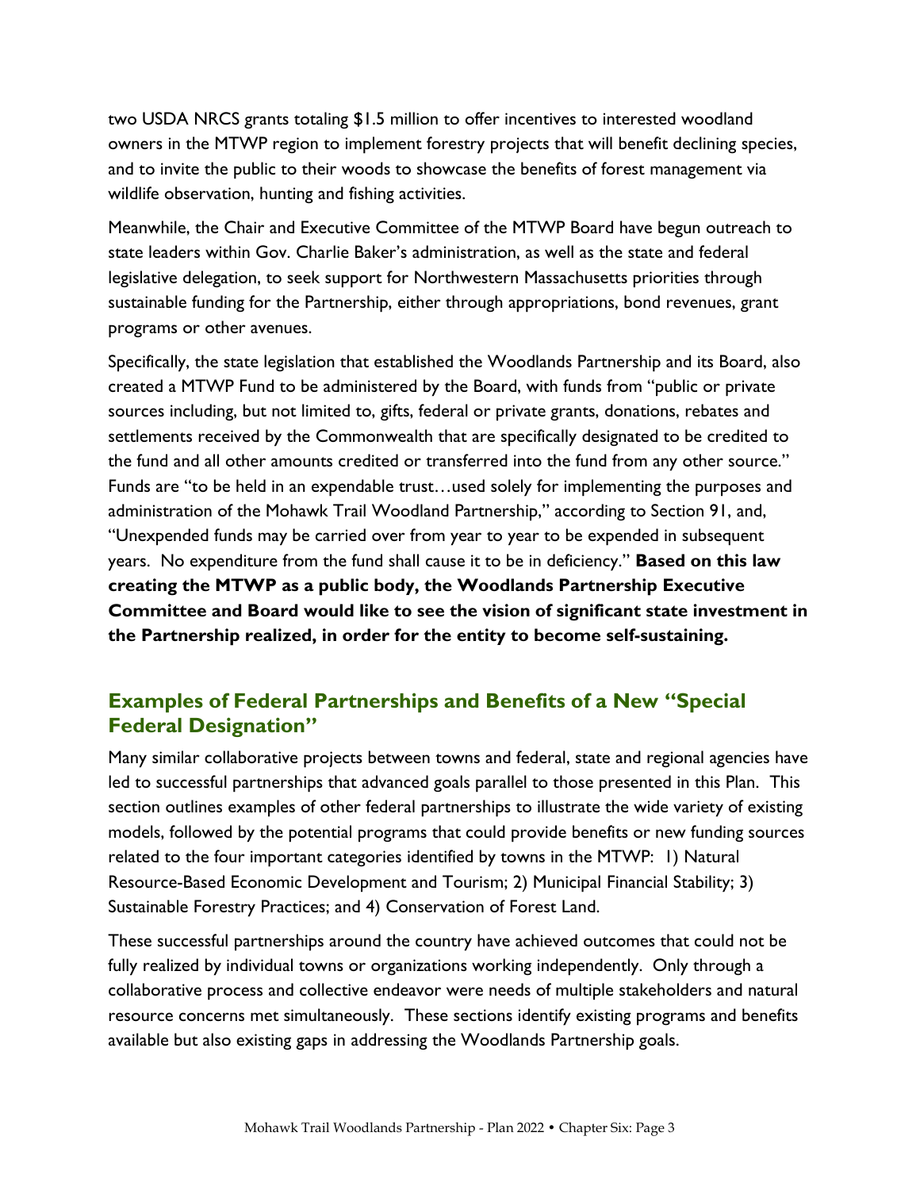two USDA NRCS grants totaling $1.5 million to offer incentives to interested woodland owners in the MTWP region to implement forestry projects that will benefit declining species, and to invite the public to their woods to showcase the benefits of forest management via wildlife observation, hunting and fishing activities.

Meanwhile, the Chair and Executive Committee of the MTWP Board have begun outreach to state leaders within Gov. Charlie Baker's administration, as well as the state and federal legislative delegation, to seek support for Northwestern Massachusetts priorities through sustainable funding for the Partnership, either through appropriations, bond revenues, grant programs or other avenues.

Specifically, the state legislation that established the Woodlands Partnership and its Board, also created a MTWP Fund to be administered by the Board, with funds from "public or private sources including, but not limited to, gifts, federal or private grants, donations, rebates and settlements received by the Commonwealth that are specifically designated to be credited to the fund and all other amounts credited or transferred into the fund from any other source." Funds are "to be held in an expendable trust…used solely for implementing the purposes and administration of the Mohawk Trail Woodland Partnership," according to Section 91, and, "Unexpended funds may be carried over from year to year to be expended in subsequent years. No expenditure from the fund shall cause it to be in deficiency." **Based on this law creating the MTWP as a public body, the Woodlands Partnership Executive Committee and Board would like to see the vision of significant state investment in the Partnership realized, in order for the entity to become self-sustaining.**

## Examples of Federal Partnerships and Benefits of a New "Special Federal Designation"

Many similar collaborative projects between towns and federal, state and regional agencies have led to successful partnerships that advanced goals parallel to those presented in this Plan. This section outlines examples of other federal partnerships to illustrate the wide variety of existing models, followed by the potential programs that could provide benefits or new funding sources related to the four important categories identified by towns in the MTWP: 1) Natural Resource-Based Economic Development and Tourism; 2) Municipal Financial Stability; 3) Sustainable Forestry Practices; and 4) Conservation of Forest Land.

These successful partnerships around the country have achieved outcomes that could not be fully realized by individual towns or organizations working independently. Only through a collaborative process and collective endeavor were needs of multiple stakeholders and natural resource concerns met simultaneously. These sections identify existing programs and benefits available but also existing gaps in addressing the Woodlands Partnership goals.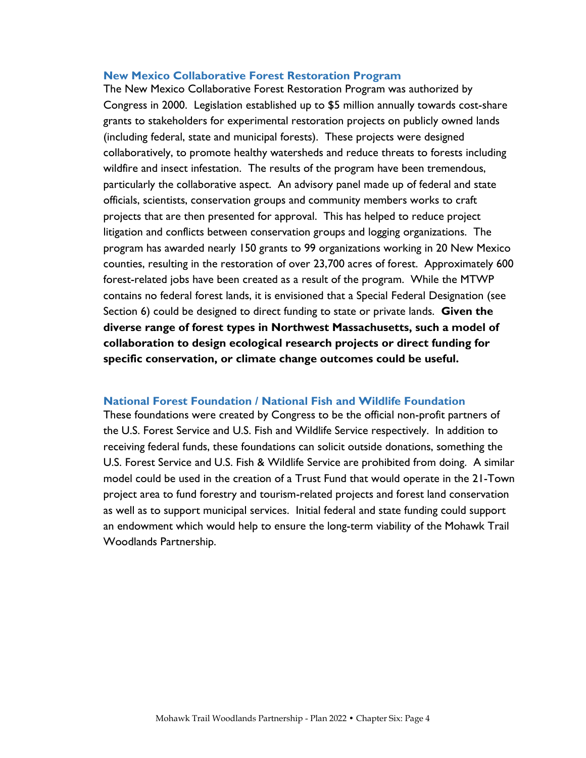### New Mexico Collaborative Forest Restoration Program

The New Mexico Collaborative Forest Restoration Program was authorized by Congress in 2000. Legislation established up to $5 million annually towards cost-share grants to stakeholders for experimental restoration projects on publicly owned lands (including federal, state and municipal forests). These projects were designed collaboratively, to promote healthy watersheds and reduce threats to forests including wildfire and insect infestation. The results of the program have been tremendous, particularly the collaborative aspect. An advisory panel made up of federal and state officials, scientists, conservation groups and community members works to craft projects that are then presented for approval. This has helped to reduce project litigation and conflicts between conservation groups and logging organizations. The program has awarded nearly 150 grants to 99 organizations working in 20 New Mexico counties, resulting in the restoration of over 23,700 acres of forest. Approximately 600 forest-related jobs have been created as a result of the program. While the MTWP contains no federal forest lands, it is envisioned that a Special Federal Designation (see Section 6) could be designed to direct funding to state or private lands. **Given the diverse range of forest types in Northwest Massachusetts, such a model of collaboration to design ecological research projects or direct funding for specific conservation, or climate change outcomes could be useful.**

### National Forest Foundation / National Fish and Wildlife Foundation

These foundations were created by Congress to be the official non-profit partners of the U.S. Forest Service and U.S. Fish and Wildlife Service respectively. In addition to receiving federal funds, these foundations can solicit outside donations, something the U.S. Forest Service and U.S. Fish & Wildlife Service are prohibited from doing. A similar model could be used in the creation of a Trust Fund that would operate in the 21-Town project area to fund forestry and tourism-related projects and forest land conservation as well as to support municipal services. Initial federal and state funding could support an endowment which would help to ensure the long-term viability of the Mohawk Trail Woodlands Partnership.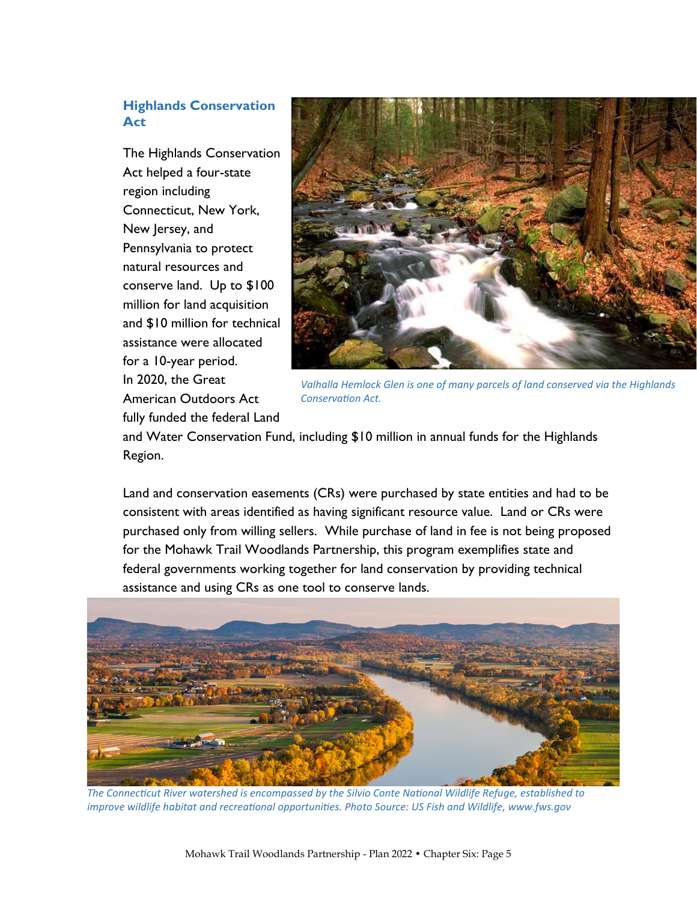### Highlands Conservation Act

The Highlands Conservation Act helped a four-state region including Connecticut, New York, New Jersey, and Pennsylvania to protect natural resources and conserve land. Up to $100 million for land acquisition and $10 million for technical assistance were allocated for a 10-year period. In 2020, the Great American Outdoors Act fully funded the federal Land and Water Conservation Fund, including $10 million in annual funds for the Highlands Region.

*Valhalla Hemlock Glen is one of many parcels of land conserved via the Highlands Conservation Act.*

Land and conservation easements (CRs) were purchased by state entities and had to be consistent with areas identified as having significant resource value. Land or CRs were purchased only from willing sellers. While purchase of land in fee is not being proposed for the Mohawk Trail Woodlands Partnership, this program exemplifies state and federal governments working together for land conservation by providing technical assistance and using CRs as one tool to conserve lands.

*The Connecticut River watershed is encompassed by the Silvio Conte National Wildlife Refuge, established to improve wildlife habitat and recreational opportunities. Photo Source: US Fish and Wildlife, www.fws.gov*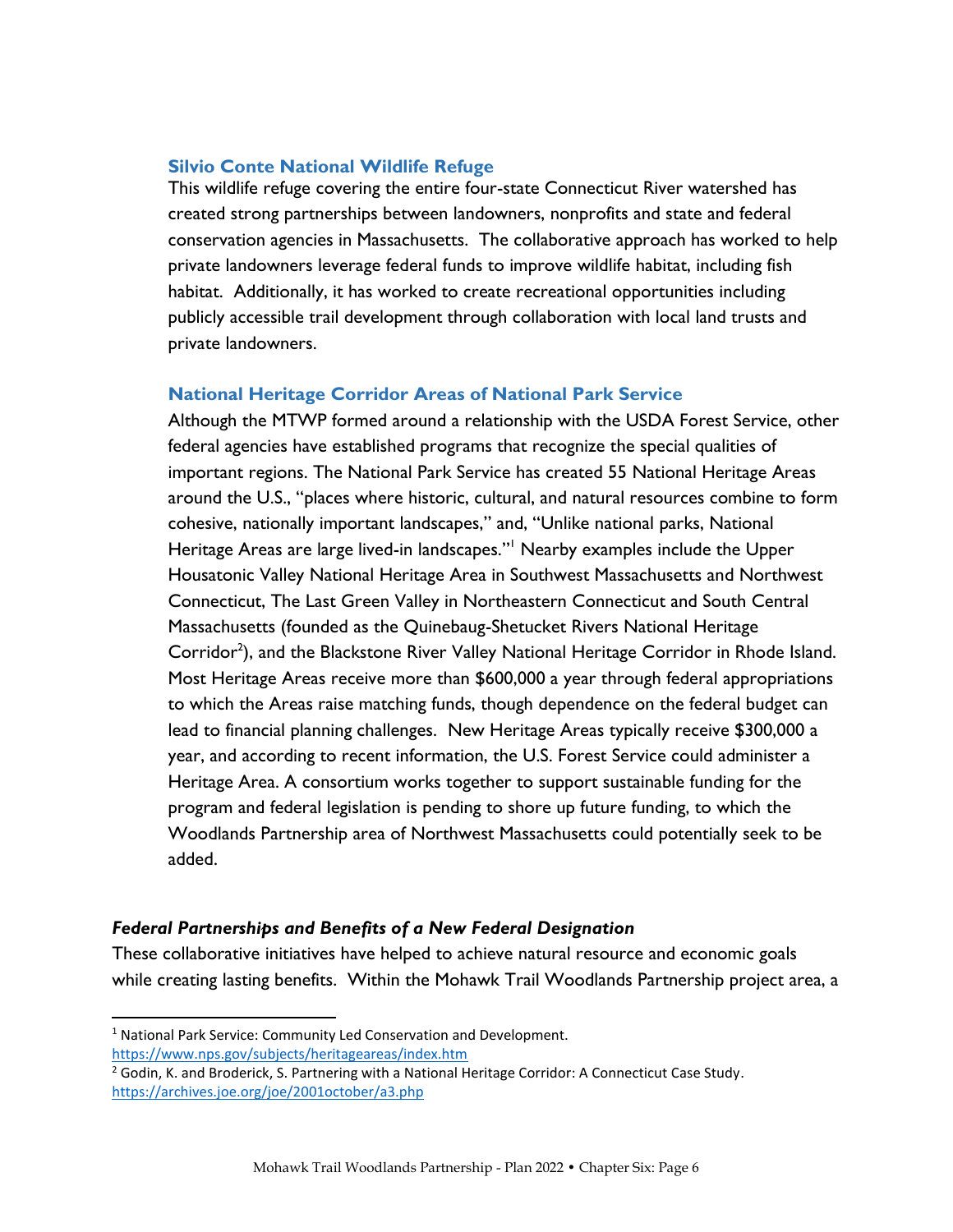### Silvio Conte National Wildlife Refuge

This wildlife refuge covering the entire four-state Connecticut River watershed has created strong partnerships between landowners, nonprofits and state and federal conservation agencies in Massachusetts. The collaborative approach has worked to help private landowners leverage federal funds to improve wildlife habitat, including fish habitat. Additionally, it has worked to create recreational opportunities including publicly accessible trail development through collaboration with local land trusts and private landowners.

### National Heritage Corridor Areas of National Park Service

Although the MTWP formed around a relationship with the USDA Forest Service, other federal agencies have established programs that recognize the special qualities of important regions. The National Park Service has created 55 National Heritage Areas around the U.S., "places where historic, cultural, and natural resources combine to form cohesive, nationally important landscapes," and, "Unlike national parks, National Heritage Areas are large lived-in landscapes."[1] Nearby examples include the Upper Housatonic Valley National Heritage Area in Southwest Massachusetts and Northwest Connecticut, The Last Green Valley in Northeastern Connecticut and South Central Massachusetts (founded as the Quinebaug-Shetucket Rivers National Heritage Corridor[2]), and the Blackstone River Valley National Heritage Corridor in Rhode Island. Most Heritage Areas receive more than $600,000 a year through federal appropriations to which the Areas raise matching funds, though dependence on the federal budget can lead to financial planning challenges. New Heritage Areas typically receive $300,000 a year, and according to recent information, the U.S. Forest Service could administer a Heritage Area. A consortium works together to support sustainable funding for the program and federal legislation is pending to shore up future funding, to which the Woodlands Partnership area of Northwest Massachusetts could potentially seek to be added.

## *Federal Partnerships and Benefits of a New Federal Designation*

These collaborative initiatives have helped to achieve natural resource and economic goals while creating lasting benefits. Within the Mohawk Trail Woodlands Partnership project area, a

---

[1] National Park Service: Community Led Conservation and Development. https://www.nps.gov/subjects/heritageareas/index.htm

[2] Godin, K. and Broderick, S. Partnering with a National Heritage Corridor: A Connecticut Case Study. https://archives.joe.org/joe/2001october/a3.php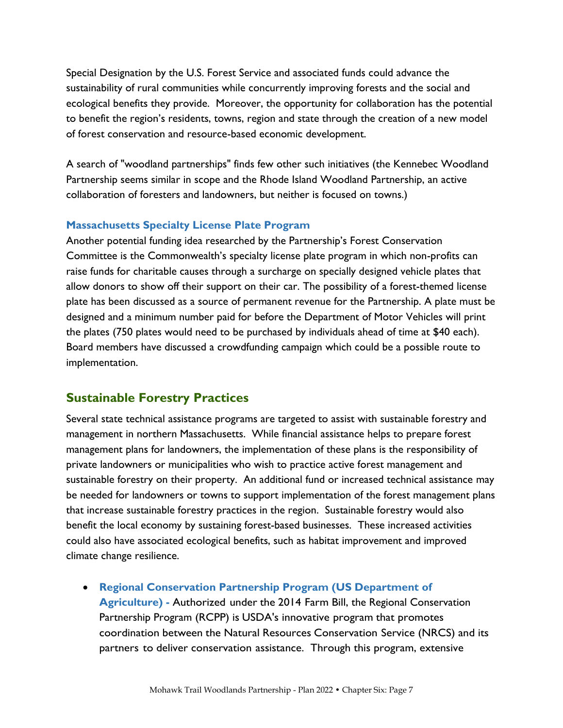Special Designation by the U.S. Forest Service and associated funds could advance the sustainability of rural communities while concurrently improving forests and the social and ecological benefits they provide. Moreover, the opportunity for collaboration has the potential to benefit the region's residents, towns, region and state through the creation of a new model of forest conservation and resource-based economic development.

A search of "woodland partnerships" finds few other such initiatives (the Kennebec Woodland Partnership seems similar in scope and the Rhode Island Woodland Partnership, an active collaboration of foresters and landowners, but neither is focused on towns.)

### Massachusetts Specialty License Plate Program

Another potential funding idea researched by the Partnership's Forest Conservation Committee is the Commonwealth's specialty license plate program in which non-profits can raise funds for charitable causes through a surcharge on specially designed vehicle plates that allow donors to show off their support on their car. The possibility of a forest-themed license plate has been discussed as a source of permanent revenue for the Partnership. A plate must be designed and a minimum number paid for before the Department of Motor Vehicles will print the plates (750 plates would need to be purchased by individuals ahead of time at $40 each). Board members have discussed a crowdfunding campaign which could be a possible route to implementation.

## Sustainable Forestry Practices

Several state technical assistance programs are targeted to assist with sustainable forestry and management in northern Massachusetts. While financial assistance helps to prepare forest management plans for landowners, the implementation of these plans is the responsibility of private landowners or municipalities who wish to practice active forest management and sustainable forestry on their property. An additional fund or increased technical assistance may be needed for landowners or towns to support implementation of the forest management plans that increase sustainable forestry practices in the region. Sustainable forestry would also benefit the local economy by sustaining forest-based businesses. These increased activities could also have associated ecological benefits, such as habitat improvement and improved climate change resilience.

- **Regional Conservation Partnership Program (US Department of Agriculture) -** Authorized under the 2014 Farm Bill, the Regional Conservation Partnership Program (RCPP) is USDA's innovative program that promotes coordination between the Natural Resources Conservation Service (NRCS) and its partners to deliver conservation assistance. Through this program, extensive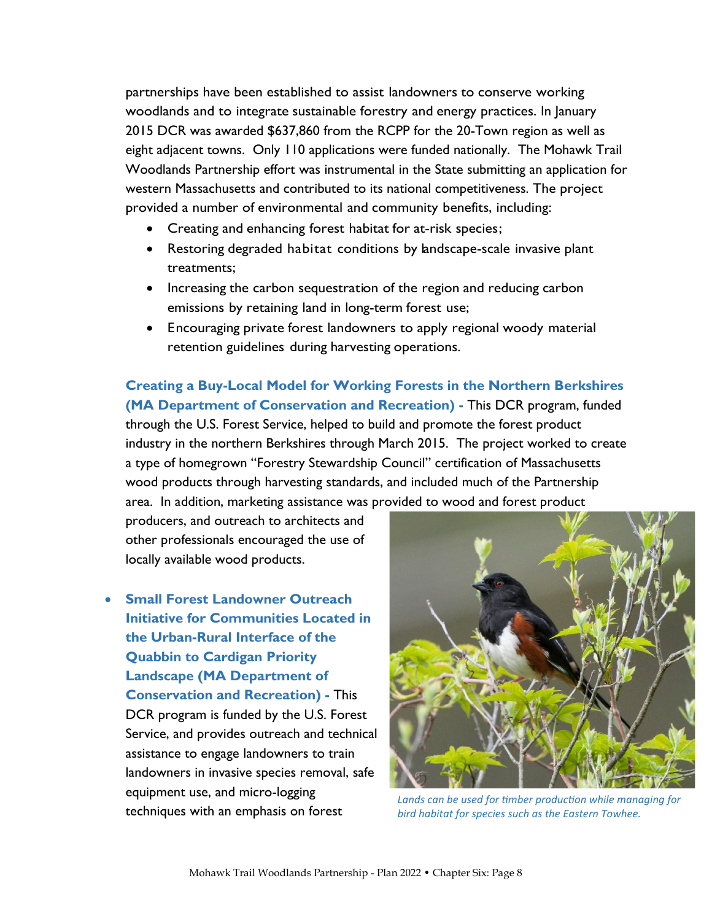partnerships have been established to assist landowners to conserve working woodlands and to integrate sustainable forestry and energy practices. In January 2015 DCR was awarded $637,860 from the RCPP for the 20-Town region as well as eight adjacent towns. Only 110 applications were funded nationally. The Mohawk Trail Woodlands Partnership effort was instrumental in the State submitting an application for western Massachusetts and contributed to its national competitiveness. The project provided a number of environmental and community benefits, including:

- Creating and enhancing forest habitat for at-risk species;
- Restoring degraded habitat conditions by landscape-scale invasive plant treatments;
- Increasing the carbon sequestration of the region and reducing carbon emissions by retaining land in long-term forest use;
- Encouraging private forest landowners to apply regional woody material retention guidelines during harvesting operations.

**Creating a Buy-Local Model for Working Forests in the Northern Berkshires (MA Department of Conservation and Recreation) -** This DCR program, funded through the U.S. Forest Service, helped to build and promote the forest product industry in the northern Berkshires through March 2015. The project worked to create a type of homegrown "Forestry Stewardship Council" certification of Massachusetts wood products through harvesting standards, and included much of the Partnership area. In addition, marketing assistance was provided to wood and forest product producers, and outreach to architects and other professionals encouraged the use of locally available wood products.

- **Small Forest Landowner Outreach Initiative for Communities Located in the Urban-Rural Interface of the Quabbin to Cardigan Priority Landscape (MA Department of Conservation and Recreation) -** This DCR program is funded by the U.S. Forest Service, and provides outreach and technical assistance to engage landowners to train landowners in invasive species removal, safe equipment use, and micro-logging techniques with an emphasis on forest

*Lands can be used for timber production while managing for bird habitat for species such as the Eastern Towhee.*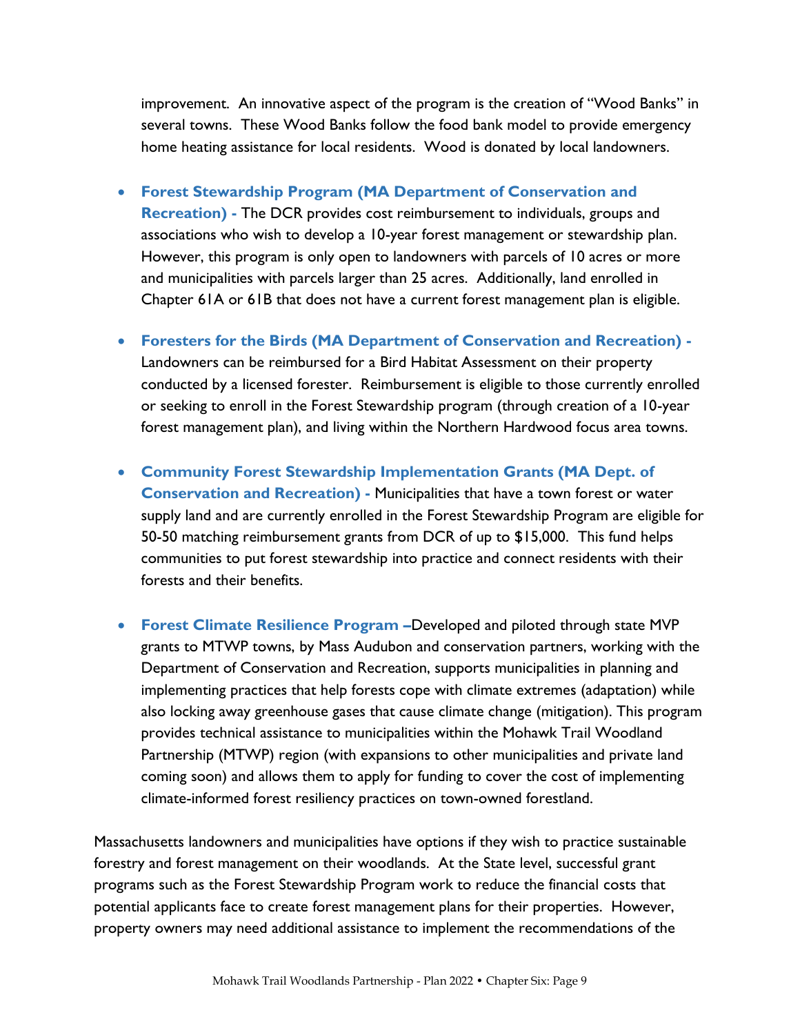improvement. An innovative aspect of the program is the creation of "Wood Banks" in several towns. These Wood Banks follow the food bank model to provide emergency home heating assistance for local residents. Wood is donated by local landowners.

- **Forest Stewardship Program (MA Department of Conservation and Recreation) -** The DCR provides cost reimbursement to individuals, groups and associations who wish to develop a 10-year forest management or stewardship plan. However, this program is only open to landowners with parcels of 10 acres or more and municipalities with parcels larger than 25 acres. Additionally, land enrolled in Chapter 61A or 61B that does not have a current forest management plan is eligible.

- **Foresters for the Birds (MA Department of Conservation and Recreation) -** Landowners can be reimbursed for a Bird Habitat Assessment on their property conducted by a licensed forester. Reimbursement is eligible to those currently enrolled or seeking to enroll in the Forest Stewardship program (through creation of a 10-year forest management plan), and living within the Northern Hardwood focus area towns.

- **Community Forest Stewardship Implementation Grants (MA Dept. of Conservation and Recreation) -** Municipalities that have a town forest or water supply land and are currently enrolled in the Forest Stewardship Program are eligible for 50-50 matching reimbursement grants from DCR of up to $15,000. This fund helps communities to put forest stewardship into practice and connect residents with their forests and their benefits.

- **Forest Climate Resilience Program –**Developed and piloted through state MVP grants to MTWP towns, by Mass Audubon and conservation partners, working with the Department of Conservation and Recreation, supports municipalities in planning and implementing practices that help forests cope with climate extremes (adaptation) while also locking away greenhouse gases that cause climate change (mitigation). This program provides technical assistance to municipalities within the Mohawk Trail Woodland Partnership (MTWP) region (with expansions to other municipalities and private land coming soon) and allows them to apply for funding to cover the cost of implementing climate-informed forest resiliency practices on town-owned forestland.

Massachusetts landowners and municipalities have options if they wish to practice sustainable forestry and forest management on their woodlands. At the State level, successful grant programs such as the Forest Stewardship Program work to reduce the financial costs that potential applicants face to create forest management plans for their properties. However, property owners may need additional assistance to implement the recommendations of the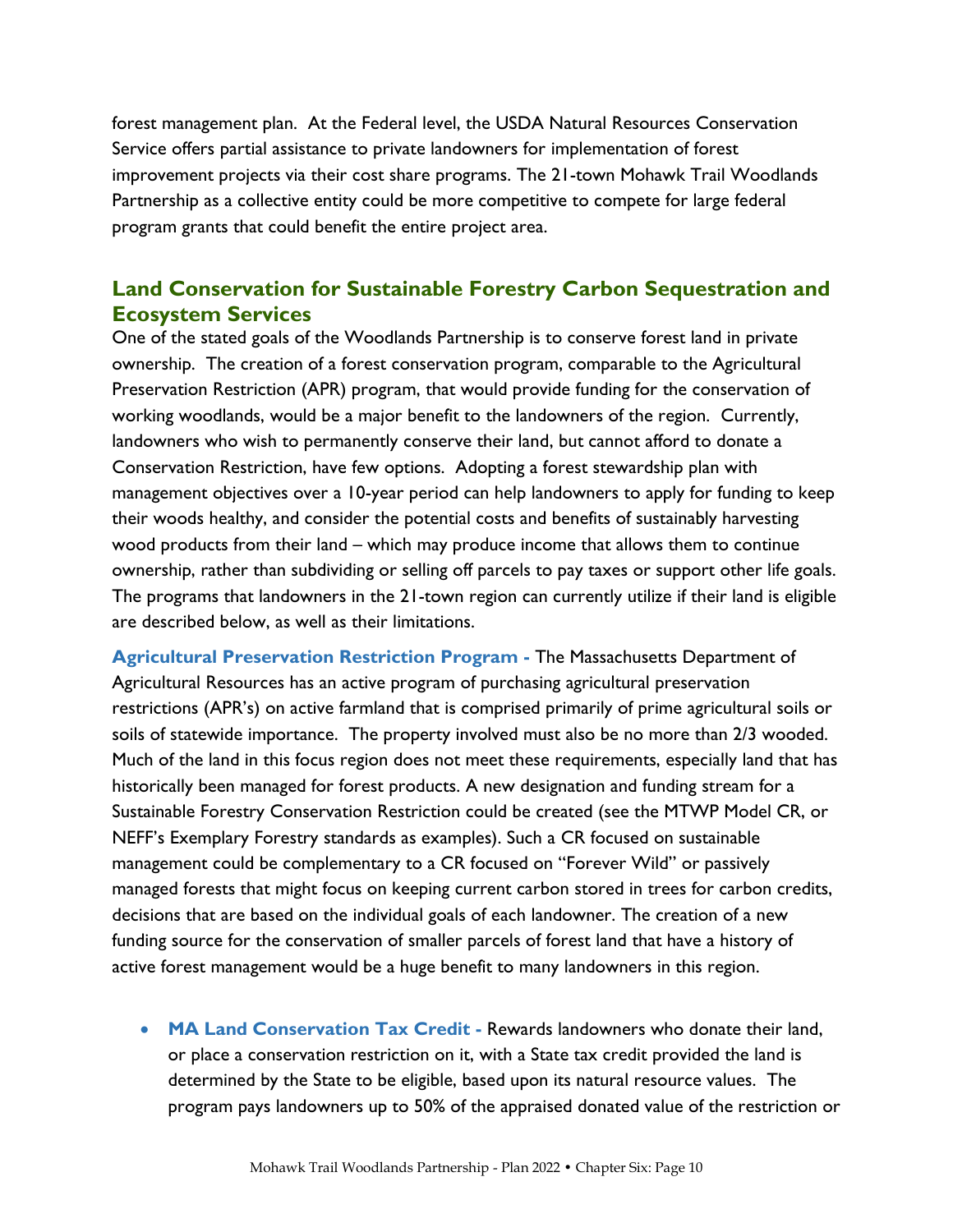forest management plan. At the Federal level, the USDA Natural Resources Conservation Service offers partial assistance to private landowners for implementation of forest improvement projects via their cost share programs. The 21-town Mohawk Trail Woodlands Partnership as a collective entity could be more competitive to compete for large federal program grants that could benefit the entire project area.

## Land Conservation for Sustainable Forestry Carbon Sequestration and Ecosystem Services

One of the stated goals of the Woodlands Partnership is to conserve forest land in private ownership. The creation of a forest conservation program, comparable to the Agricultural Preservation Restriction (APR) program, that would provide funding for the conservation of working woodlands, would be a major benefit to the landowners of the region. Currently, landowners who wish to permanently conserve their land, but cannot afford to donate a Conservation Restriction, have few options. Adopting a forest stewardship plan with management objectives over a 10-year period can help landowners to apply for funding to keep their woods healthy, and consider the potential costs and benefits of sustainably harvesting wood products from their land – which may produce income that allows them to continue ownership, rather than subdividing or selling off parcels to pay taxes or support other life goals. The programs that landowners in the 21-town region can currently utilize if their land is eligible are described below, as well as their limitations.

**Agricultural Preservation Restriction Program -** The Massachusetts Department of Agricultural Resources has an active program of purchasing agricultural preservation restrictions (APR's) on active farmland that is comprised primarily of prime agricultural soils or soils of statewide importance. The property involved must also be no more than 2/3 wooded. Much of the land in this focus region does not meet these requirements, especially land that has historically been managed for forest products. A new designation and funding stream for a Sustainable Forestry Conservation Restriction could be created (see the MTWP Model CR, or NEFF's Exemplary Forestry standards as examples). Such a CR focused on sustainable management could be complementary to a CR focused on "Forever Wild" or passively managed forests that might focus on keeping current carbon stored in trees for carbon credits, decisions that are based on the individual goals of each landowner. The creation of a new funding source for the conservation of smaller parcels of forest land that have a history of active forest management would be a huge benefit to many landowners in this region.

- **MA Land Conservation Tax Credit -** Rewards landowners who donate their land, or place a conservation restriction on it, with a State tax credit provided the land is determined by the State to be eligible, based upon its natural resource values. The program pays landowners up to 50% of the appraised donated value of the restriction or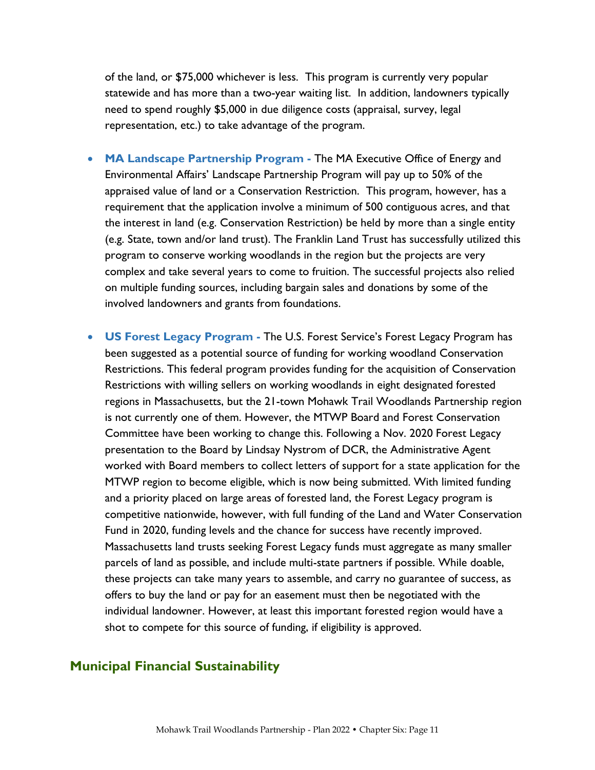of the land, or $75,000 whichever is less. This program is currently very popular statewide and has more than a two-year waiting list. In addition, landowners typically need to spend roughly $5,000 in due diligence costs (appraisal, survey, legal representation, etc.) to take advantage of the program.

- **MA Landscape Partnership Program -** The MA Executive Office of Energy and Environmental Affairs' Landscape Partnership Program will pay up to 50% of the appraised value of land or a Conservation Restriction. This program, however, has a requirement that the application involve a minimum of 500 contiguous acres, and that the interest in land (e.g. Conservation Restriction) be held by more than a single entity (e.g. State, town and/or land trust). The Franklin Land Trust has successfully utilized this program to conserve working woodlands in the region but the projects are very complex and take several years to come to fruition. The successful projects also relied on multiple funding sources, including bargain sales and donations by some of the involved landowners and grants from foundations.

- **US Forest Legacy Program -** The U.S. Forest Service's Forest Legacy Program has been suggested as a potential source of funding for working woodland Conservation Restrictions. This federal program provides funding for the acquisition of Conservation Restrictions with willing sellers on working woodlands in eight designated forested regions in Massachusetts, but the 21-town Mohawk Trail Woodlands Partnership region is not currently one of them. However, the MTWP Board and Forest Conservation Committee have been working to change this. Following a Nov. 2020 Forest Legacy presentation to the Board by Lindsay Nystrom of DCR, the Administrative Agent worked with Board members to collect letters of support for a state application for the MTWP region to become eligible, which is now being submitted. With limited funding and a priority placed on large areas of forested land, the Forest Legacy program is competitive nationwide, however, with full funding of the Land and Water Conservation Fund in 2020, funding levels and the chance for success have recently improved. Massachusetts land trusts seeking Forest Legacy funds must aggregate as many smaller parcels of land as possible, and include multi-state partners if possible. While doable, these projects can take many years to assemble, and carry no guarantee of success, as offers to buy the land or pay for an easement must then be negotiated with the individual landowner. However, at least this important forested region would have a shot to compete for this source of funding, if eligibility is approved.

## Municipal Financial Sustainability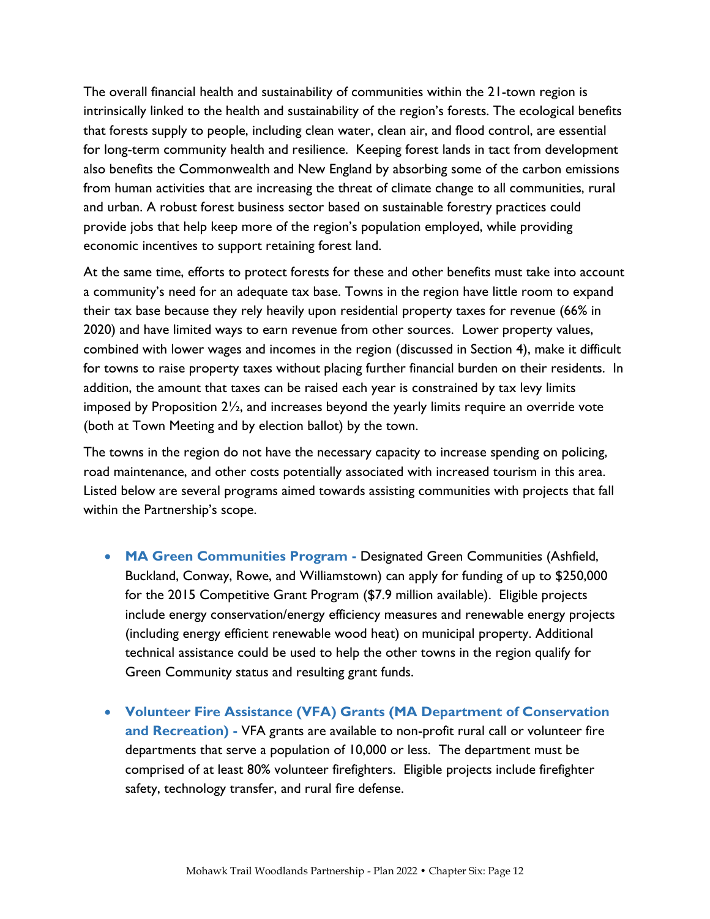The overall financial health and sustainability of communities within the 21-town region is intrinsically linked to the health and sustainability of the region's forests. The ecological benefits that forests supply to people, including clean water, clean air, and flood control, are essential for long-term community health and resilience. Keeping forest lands in tact from development also benefits the Commonwealth and New England by absorbing some of the carbon emissions from human activities that are increasing the threat of climate change to all communities, rural and urban. A robust forest business sector based on sustainable forestry practices could provide jobs that help keep more of the region's population employed, while providing economic incentives to support retaining forest land.

At the same time, efforts to protect forests for these and other benefits must take into account a community's need for an adequate tax base. Towns in the region have little room to expand their tax base because they rely heavily upon residential property taxes for revenue (66% in 2020) and have limited ways to earn revenue from other sources. Lower property values, combined with lower wages and incomes in the region (discussed in Section 4), make it difficult for towns to raise property taxes without placing further financial burden on their residents. In addition, the amount that taxes can be raised each year is constrained by tax levy limits imposed by Proposition 2½, and increases beyond the yearly limits require an override vote (both at Town Meeting and by election ballot) by the town.

The towns in the region do not have the necessary capacity to increase spending on policing, road maintenance, and other costs potentially associated with increased tourism in this area. Listed below are several programs aimed towards assisting communities with projects that fall within the Partnership's scope.

- **MA Green Communities Program -** Designated Green Communities (Ashfield, Buckland, Conway, Rowe, and Williamstown) can apply for funding of up to $250,000 for the 2015 Competitive Grant Program ($7.9 million available). Eligible projects include energy conservation/energy efficiency measures and renewable energy projects (including energy efficient renewable wood heat) on municipal property. Additional technical assistance could be used to help the other towns in the region qualify for Green Community status and resulting grant funds.

- **Volunteer Fire Assistance (VFA) Grants (MA Department of Conservation and Recreation) -** VFA grants are available to non-profit rural call or volunteer fire departments that serve a population of 10,000 or less. The department must be comprised of at least 80% volunteer firefighters. Eligible projects include firefighter safety, technology transfer, and rural fire defense.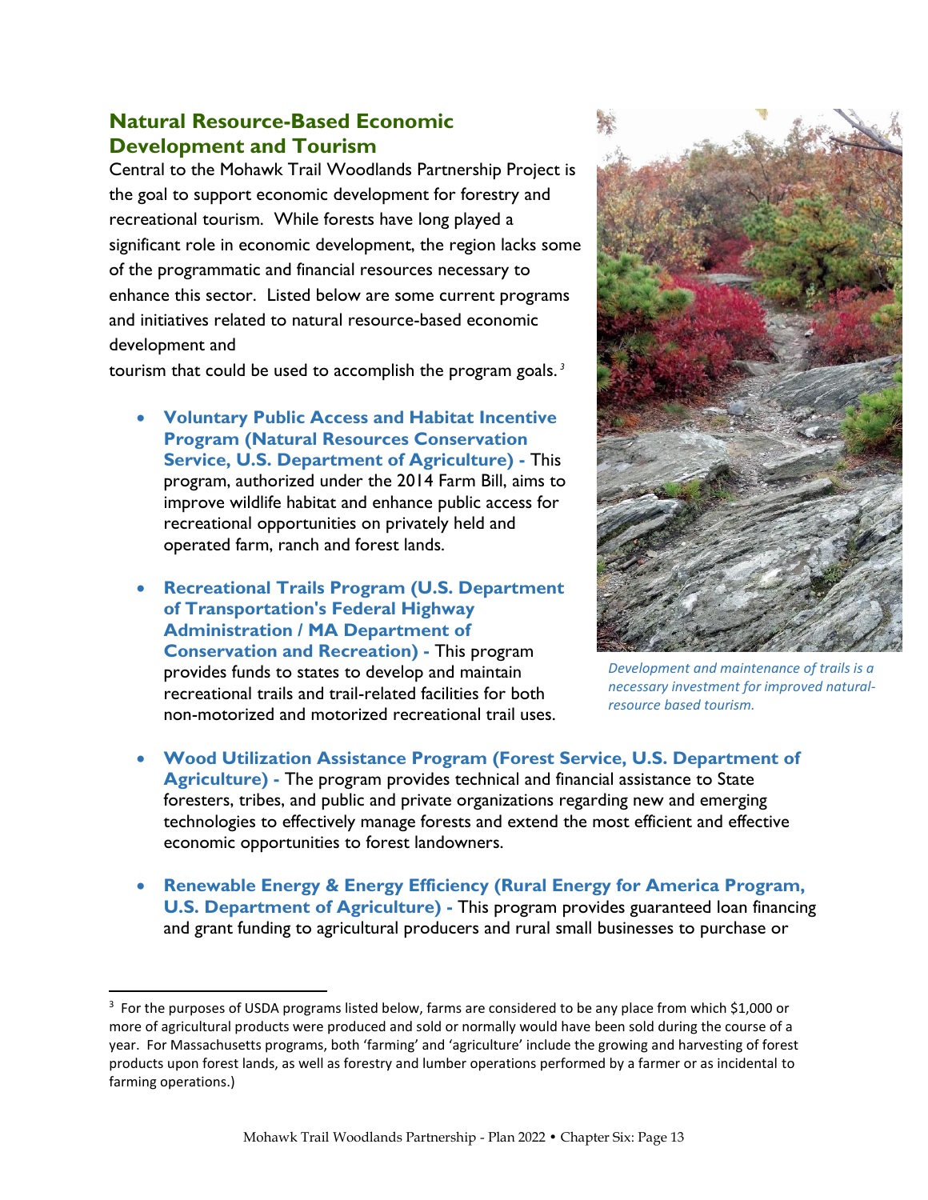## Natural Resource-Based Economic Development and Tourism

Central to the Mohawk Trail Woodlands Partnership Project is the goal to support economic development for forestry and recreational tourism. While forests have long played a significant role in economic development, the region lacks some of the programmatic and financial resources necessary to enhance this sector. Listed below are some current programs and initiatives related to natural resource-based economic development and tourism that could be used to accomplish the program goals.[3]

- **Voluntary Public Access and Habitat Incentive Program (Natural Resources Conservation Service, U.S. Department of Agriculture) -** This program, authorized under the 2014 Farm Bill, aims to improve wildlife habitat and enhance public access for recreational opportunities on privately held and operated farm, ranch and forest lands.
- **Recreational Trails Program (U.S. Department of Transportation's Federal Highway Administration / MA Department of Conservation and Recreation) -** This program provides funds to states to develop and maintain recreational trails and trail-related facilities for both non-motorized and motorized recreational trail uses.

*Development and maintenance of trails is a necessary investment for improved natural-resource based tourism.*

- **Wood Utilization Assistance Program (Forest Service, U.S. Department of Agriculture) -** The program provides technical and financial assistance to State foresters, tribes, and public and private organizations regarding new and emerging technologies to effectively manage forests and extend the most efficient and effective economic opportunities to forest landowners.
- **Renewable Energy & Energy Efficiency (Rural Energy for America Program, U.S. Department of Agriculture) -** This program provides guaranteed loan financing and grant funding to agricultural producers and rural small businesses to purchase or

[3] For the purposes of USDA programs listed below, farms are considered to be any place from which $1,000 or more of agricultural products were produced and sold or normally would have been sold during the course of a year. For Massachusetts programs, both 'farming' and 'agriculture' include the growing and harvesting of forest products upon forest lands, as well as forestry and lumber operations performed by a farmer or as incidental to farming operations.)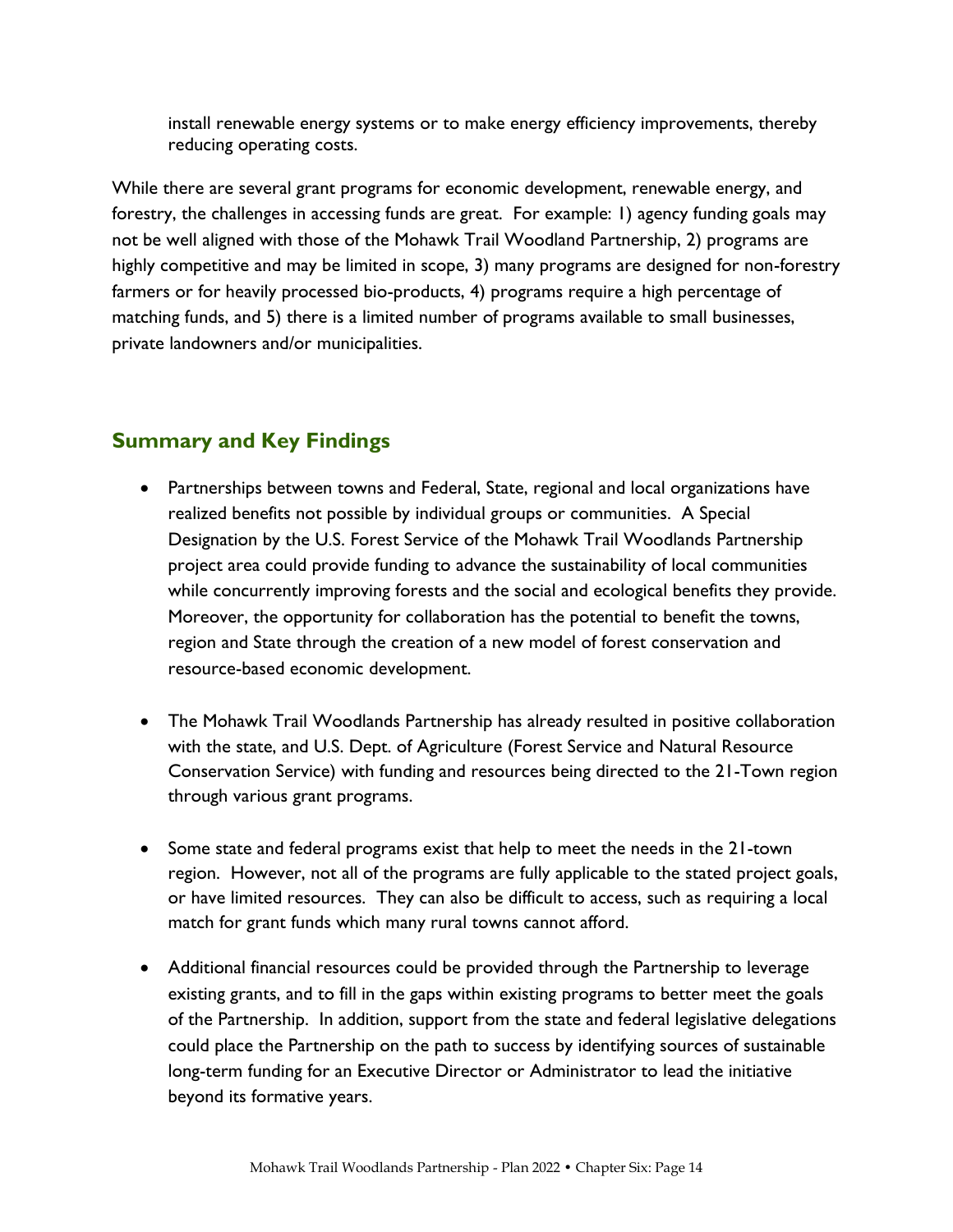install renewable energy systems or to make energy efficiency improvements, thereby reducing operating costs.

While there are several grant programs for economic development, renewable energy, and forestry, the challenges in accessing funds are great. For example: 1) agency funding goals may not be well aligned with those of the Mohawk Trail Woodland Partnership, 2) programs are highly competitive and may be limited in scope, 3) many programs are designed for non-forestry farmers or for heavily processed bio-products, 4) programs require a high percentage of matching funds, and 5) there is a limited number of programs available to small businesses, private landowners and/or municipalities.

## Summary and Key Findings

- Partnerships between towns and Federal, State, regional and local organizations have realized benefits not possible by individual groups or communities. A Special Designation by the U.S. Forest Service of the Mohawk Trail Woodlands Partnership project area could provide funding to advance the sustainability of local communities while concurrently improving forests and the social and ecological benefits they provide. Moreover, the opportunity for collaboration has the potential to benefit the towns, region and State through the creation of a new model of forest conservation and resource-based economic development.

- The Mohawk Trail Woodlands Partnership has already resulted in positive collaboration with the state, and U.S. Dept. of Agriculture (Forest Service and Natural Resource Conservation Service) with funding and resources being directed to the 21-Town region through various grant programs.

- Some state and federal programs exist that help to meet the needs in the 21-town region. However, not all of the programs are fully applicable to the stated project goals, or have limited resources. They can also be difficult to access, such as requiring a local match for grant funds which many rural towns cannot afford.

- Additional financial resources could be provided through the Partnership to leverage existing grants, and to fill in the gaps within existing programs to better meet the goals of the Partnership. In addition, support from the state and federal legislative delegations could place the Partnership on the path to success by identifying sources of sustainable long-term funding for an Executive Director or Administrator to lead the initiative beyond its formative years.